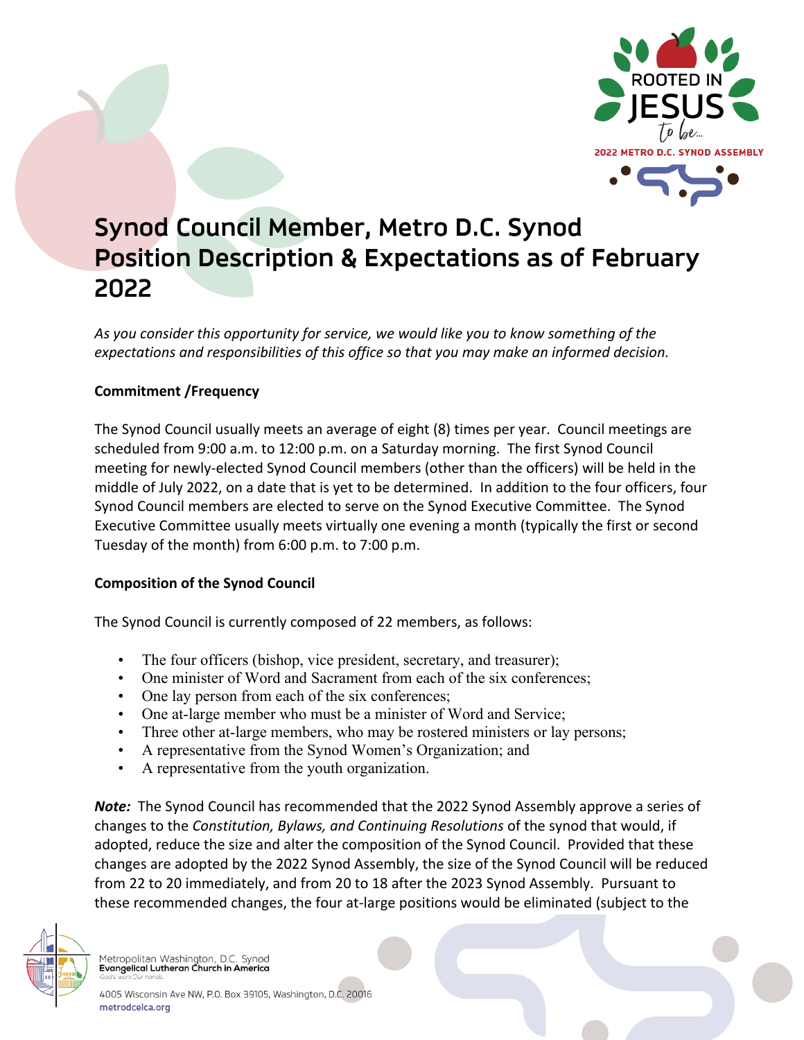# Synod Council Member, Metro D.C. Synod Position Description & Expectations as of February 2022

*As you consider this opportunity for service, we would like you to know something of the expectations and responsibilities of this office so that you may make an informed decision.*

**Commitment /Frequency**

The Synod Council usually meets an average of eight (8) times per year. Council meetings are scheduled from 9:00 a.m. to 12:00 p.m. on a Saturday morning. The first Synod Council meeting for newly-elected Synod Council members (other than the officers) will be held in the middle of July 2022, on a date that is yet to be determined. In addition to the four officers, four Synod Council members are elected to serve on the Synod Executive Committee. The Synod Executive Committee usually meets virtually one evening a month (typically the first or second Tuesday of the month) from 6:00 p.m. to 7:00 p.m.

**Composition of the Synod Council**

The Synod Council is currently composed of 22 members, as follows:

- The four officers (bishop, vice president, secretary, and treasurer);
- One minister of Word and Sacrament from each of the six conferences;
- One lay person from each of the six conferences;
- One at-large member who must be a minister of Word and Service;
- Three other at-large members, who may be rostered ministers or lay persons;
- A representative from the Synod Women's Organization; and
- A representative from the youth organization.

***Note:*** The Synod Council has recommended that the 2022 Synod Assembly approve a series of changes to the *Constitution, Bylaws, and Continuing Resolutions* of the synod that would, if adopted, reduce the size and alter the composition of the Synod Council. Provided that these changes are adopted by the 2022 Synod Assembly, the size of the Synod Council will be reduced from 22 to 20 immediately, and from 20 to 18 after the 2023 Synod Assembly. Pursuant to these recommended changes, the four at-large positions would be eliminated (subject to the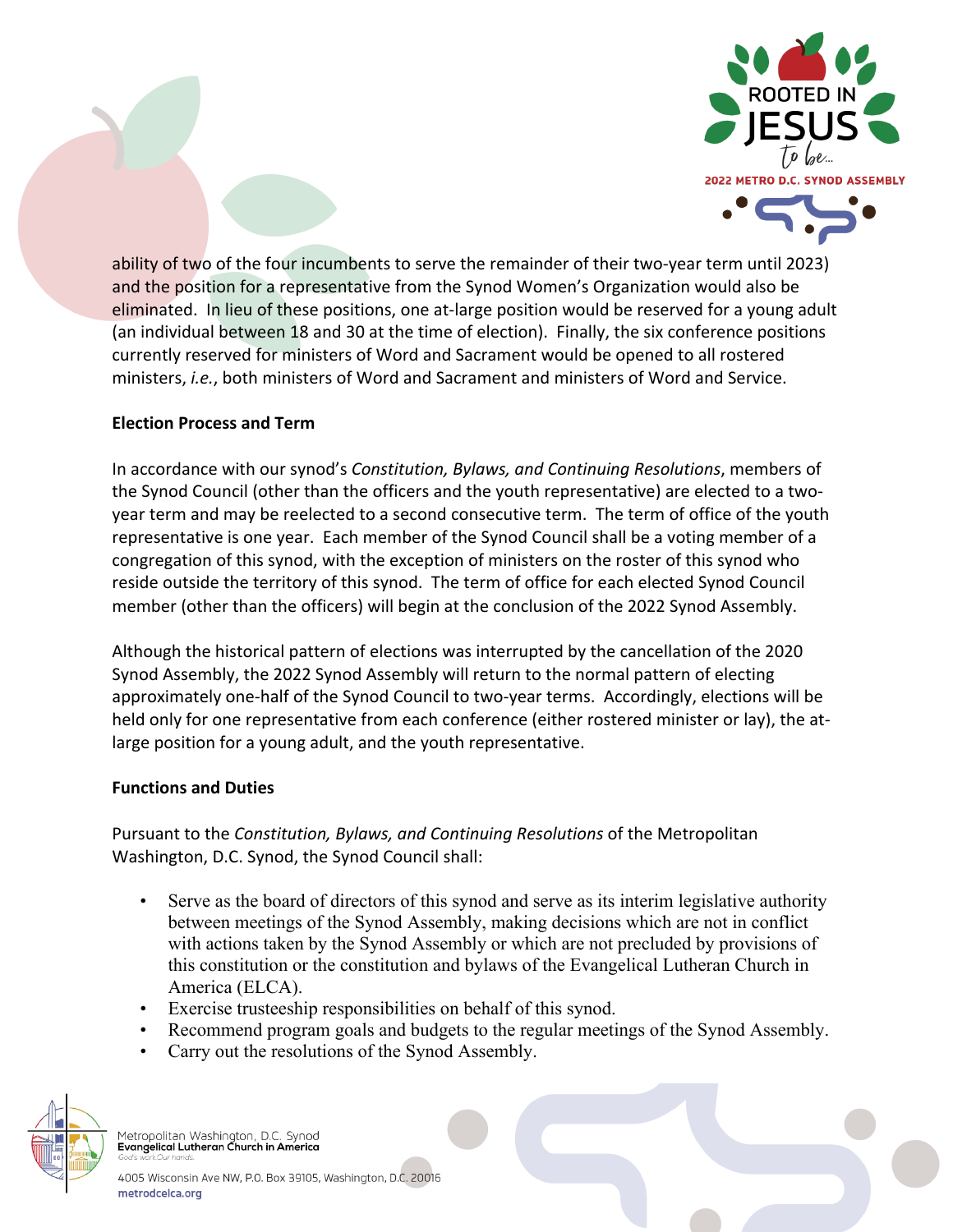ability of two of the four incumbents to serve the remainder of their two-year term until 2023) and the position for a representative from the Synod Women's Organization would also be eliminated. In lieu of these positions, one at-large position would be reserved for a young adult (an individual between 18 and 30 at the time of election). Finally, the six conference positions currently reserved for ministers of Word and Sacrament would be opened to all rostered ministers, *i.e.*, both ministers of Word and Sacrament and ministers of Word and Service.

**Election Process and Term**

In accordance with our synod's *Constitution, Bylaws, and Continuing Resolutions*, members of the Synod Council (other than the officers and the youth representative) are elected to a two-year term and may be reelected to a second consecutive term. The term of office of the youth representative is one year. Each member of the Synod Council shall be a voting member of a congregation of this synod, with the exception of ministers on the roster of this synod who reside outside the territory of this synod. The term of office for each elected Synod Council member (other than the officers) will begin at the conclusion of the 2022 Synod Assembly.

Although the historical pattern of elections was interrupted by the cancellation of the 2020 Synod Assembly, the 2022 Synod Assembly will return to the normal pattern of electing approximately one-half of the Synod Council to two-year terms. Accordingly, elections will be held only for one representative from each conference (either rostered minister or lay), the at-large position for a young adult, and the youth representative.

**Functions and Duties**

Pursuant to the *Constitution, Bylaws, and Continuing Resolutions* of the Metropolitan Washington, D.C. Synod, the Synod Council shall:

- Serve as the board of directors of this synod and serve as its interim legislative authority between meetings of the Synod Assembly, making decisions which are not in conflict with actions taken by the Synod Assembly or which are not precluded by provisions of this constitution or the constitution and bylaws of the Evangelical Lutheran Church in America (ELCA).
- Exercise trusteeship responsibilities on behalf of this synod.
- Recommend program goals and budgets to the regular meetings of the Synod Assembly.
- Carry out the resolutions of the Synod Assembly.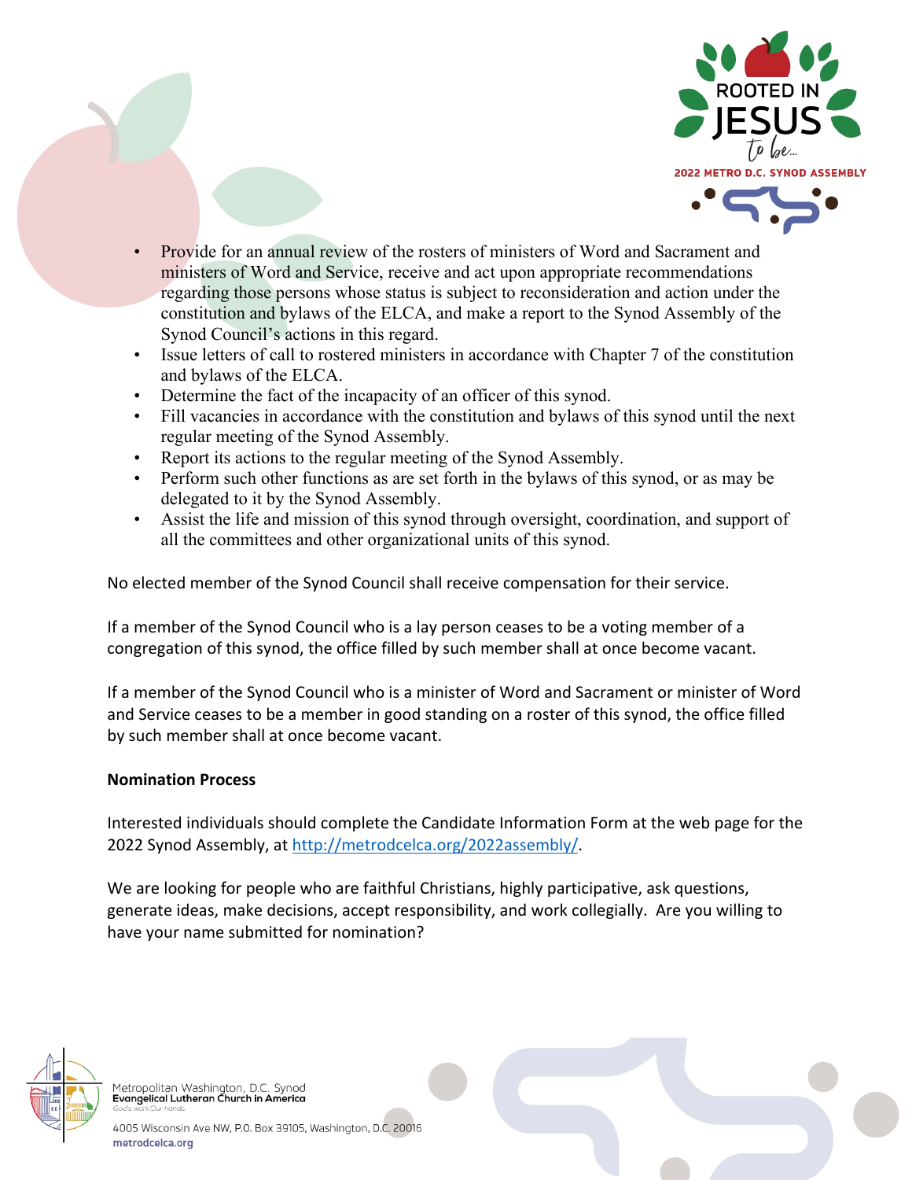- Provide for an annual review of the rosters of ministers of Word and Sacrament and ministers of Word and Service, receive and act upon appropriate recommendations regarding those persons whose status is subject to reconsideration and action under the constitution and bylaws of the ELCA, and make a report to the Synod Assembly of the Synod Council's actions in this regard.
- Issue letters of call to rostered ministers in accordance with Chapter 7 of the constitution and bylaws of the ELCA.
- Determine the fact of the incapacity of an officer of this synod.
- Fill vacancies in accordance with the constitution and bylaws of this synod until the next regular meeting of the Synod Assembly.
- Report its actions to the regular meeting of the Synod Assembly.
- Perform such other functions as are set forth in the bylaws of this synod, or as may be delegated to it by the Synod Assembly.
- Assist the life and mission of this synod through oversight, coordination, and support of all the committees and other organizational units of this synod.

No elected member of the Synod Council shall receive compensation for their service.

If a member of the Synod Council who is a lay person ceases to be a voting member of a congregation of this synod, the office filled by such member shall at once become vacant.

If a member of the Synod Council who is a minister of Word and Sacrament or minister of Word and Service ceases to be a member in good standing on a roster of this synod, the office filled by such member shall at once become vacant.

**Nomination Process**

Interested individuals should complete the Candidate Information Form at the web page for the 2022 Synod Assembly, at [http://metrodcelca.org/2022assembly/](http://metrodcelca.org/2022assembly/).

We are looking for people who are faithful Christians, highly participative, ask questions, generate ideas, make decisions, accept responsibility, and work collegially. Are you willing to have your name submitted for nomination?